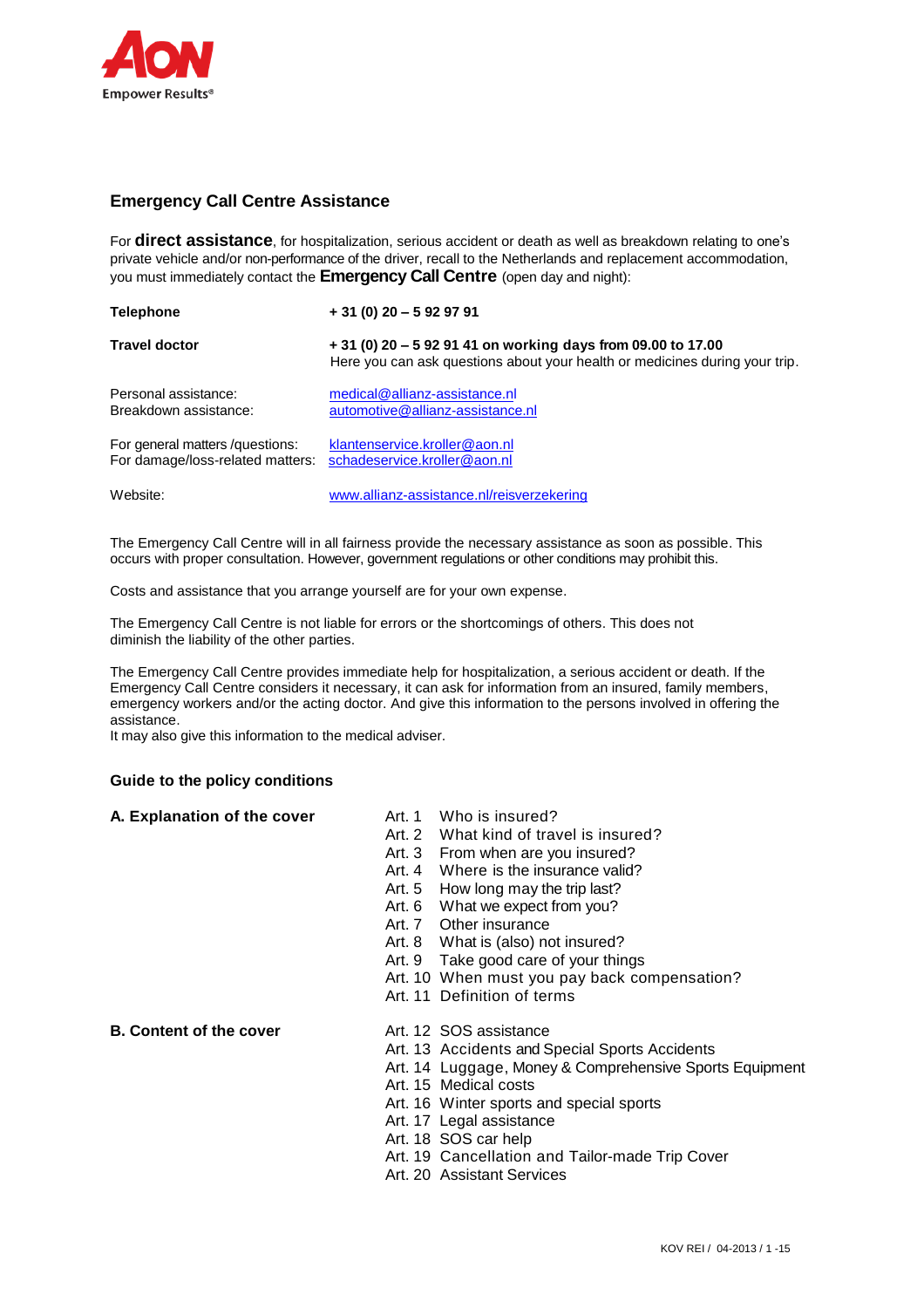## Emergency Call Centre Assistance

For **direct assistance**, for hospitalization, serious accident or death as well as breakdown relating to one's private vehicle and/or non-performance of the driver, recall to the Netherlands and replacement accommodation, you must immediately contact the **Emergency Call Centre** (open day and night):

| | |
|---|---|
| **Telephone** | **+ 31 (0) 20 – 5 92 97 91** |
| **Travel doctor** | **+ 31 (0) 20 – 5 92 91 41 on working days from 09.00 to 17.00**<br>Here you can ask questions about your health or medicines during your trip. |
| Personal assistance:<br>Breakdown assistance: | medical@allianz-assistance.nl<br>automotive@allianz-assistance.nl |
| For general matters /questions:<br>For damage/loss-related matters: | klantenservice.kroller@aon.nl<br>schadeservice.kroller@aon.nl |
| Website: | www.allianz-assistance.nl/reisverzekering |

The Emergency Call Centre will in all fairness provide the necessary assistance as soon as possible. This occurs with proper consultation. However, government regulations or other conditions may prohibit this.

Costs and assistance that you arrange yourself are for your own expense.

The Emergency Call Centre is not liable for errors or the shortcomings of others. This does not diminish the liability of the other parties.

The Emergency Call Centre provides immediate help for hospitalization, a serious accident or death. If the Emergency Call Centre considers it necessary, it can ask for information from an insured, family members, emergency workers and/or the acting doctor. And give this information to the persons involved in offering the assistance.
It may also give this information to the medical adviser.

### Guide to the policy conditions

**A. Explanation of the cover**

- Art. 1 Who is insured?
- Art. 2 What kind of travel is insured?
- Art. 3 From when are you insured?
- Art. 4 Where is the insurance valid?
- Art. 5 How long may the trip last?
- Art. 6 What we expect from you?
- Art. 7 Other insurance
- Art. 8 What is (also) not insured?
- Art. 9 Take good care of your things
- Art. 10 When must you pay back compensation?
- Art. 11 Definition of terms

**B. Content of the cover**

- Art. 12 SOS assistance
- Art. 13 Accidents and Special Sports Accidents
- Art. 14 Luggage, Money & Comprehensive Sports Equipment
- Art. 15 Medical costs
- Art. 16 Winter sports and special sports
- Art. 17 Legal assistance
- Art. 18 SOS car help
- Art. 19 Cancellation and Tailor-made Trip Cover
- Art. 20 Assistant Services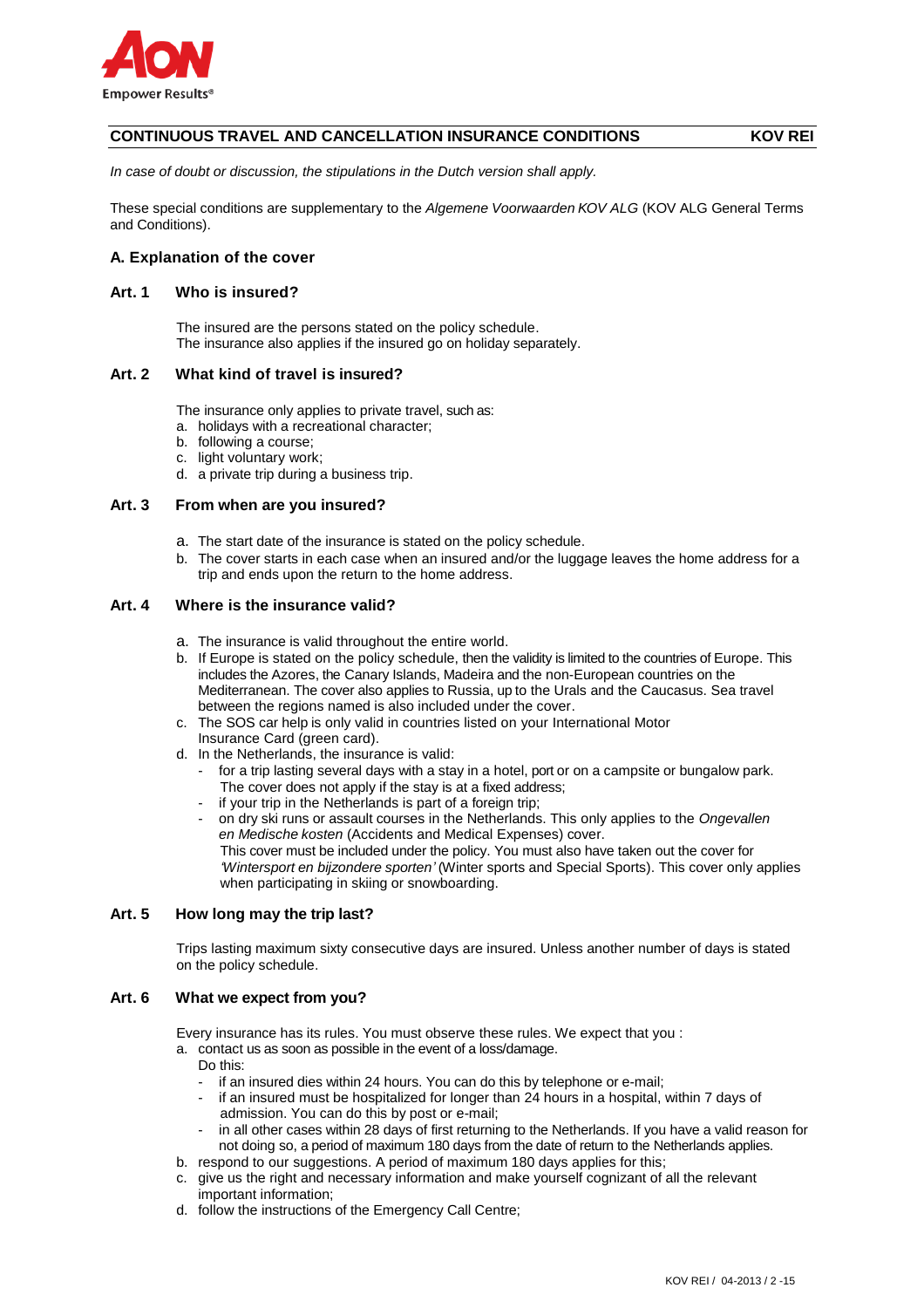## CONTINUOUS TRAVEL AND CANCELLATION INSURANCE CONDITIONS — KOV REI

*In case of doubt or discussion, the stipulations in the Dutch version shall apply.*

These special conditions are supplementary to the *Algemene Voorwaarden KOV ALG* (KOV ALG General Terms and Conditions).

### A. Explanation of the cover

#### Art. 1 Who is insured?

The insured are the persons stated on the policy schedule.
The insurance also applies if the insured go on holiday separately.

#### Art. 2 What kind of travel is insured?

The insurance only applies to private travel, such as:

a. holidays with a recreational character;
b. following a course;
c. light voluntary work;
d. a private trip during a business trip.

#### Art. 3 From when are you insured?

a. The start date of the insurance is stated on the policy schedule.
b. The cover starts in each case when an insured and/or the luggage leaves the home address for a trip and ends upon the return to the home address.

#### Art. 4 Where is the insurance valid?

a. The insurance is valid throughout the entire world.
b. If Europe is stated on the policy schedule, then the validity is limited to the countries of Europe. This includes the Azores, the Canary Islands, Madeira and the non-European countries on the Mediterranean. The cover also applies to Russia, up to the Urals and the Caucasus. Sea travel between the regions named is also included under the cover.
c. The SOS car help is only valid in countries listed on your International Motor Insurance Card (green card).
d. In the Netherlands, the insurance is valid:
   - for a trip lasting several days with a stay in a hotel, port or on a campsite or bungalow park. The cover does not apply if the stay is at a fixed address;
   - if your trip in the Netherlands is part of a foreign trip;
   - on dry ski runs or assault courses in the Netherlands. This only applies to the *Ongevallen en Medische kosten* (Accidents and Medical Expenses) cover.
     This cover must be included under the policy. You must also have taken out the cover for *'Wintersport en bijzondere sporten'* (Winter sports and Special Sports). This cover only applies when participating in skiing or snowboarding.

#### Art. 5 How long may the trip last?

Trips lasting maximum sixty consecutive days are insured. Unless another number of days is stated on the policy schedule.

#### Art. 6 What we expect from you?

Every insurance has its rules. You must observe these rules. We expect that you :

a. contact us as soon as possible in the event of a loss/damage.
   Do this:
   - if an insured dies within 24 hours. You can do this by telephone or e-mail;
   - if an insured must be hospitalized for longer than 24 hours in a hospital, within 7 days of admission. You can do this by post or e-mail;
   - in all other cases within 28 days of first returning to the Netherlands. If you have a valid reason for not doing so, a period of maximum 180 days from the date of return to the Netherlands applies.
b. respond to our suggestions. A period of maximum 180 days applies for this;
c. give us the right and necessary information and make yourself cognizant of all the relevant important information;
d. follow the instructions of the Emergency Call Centre;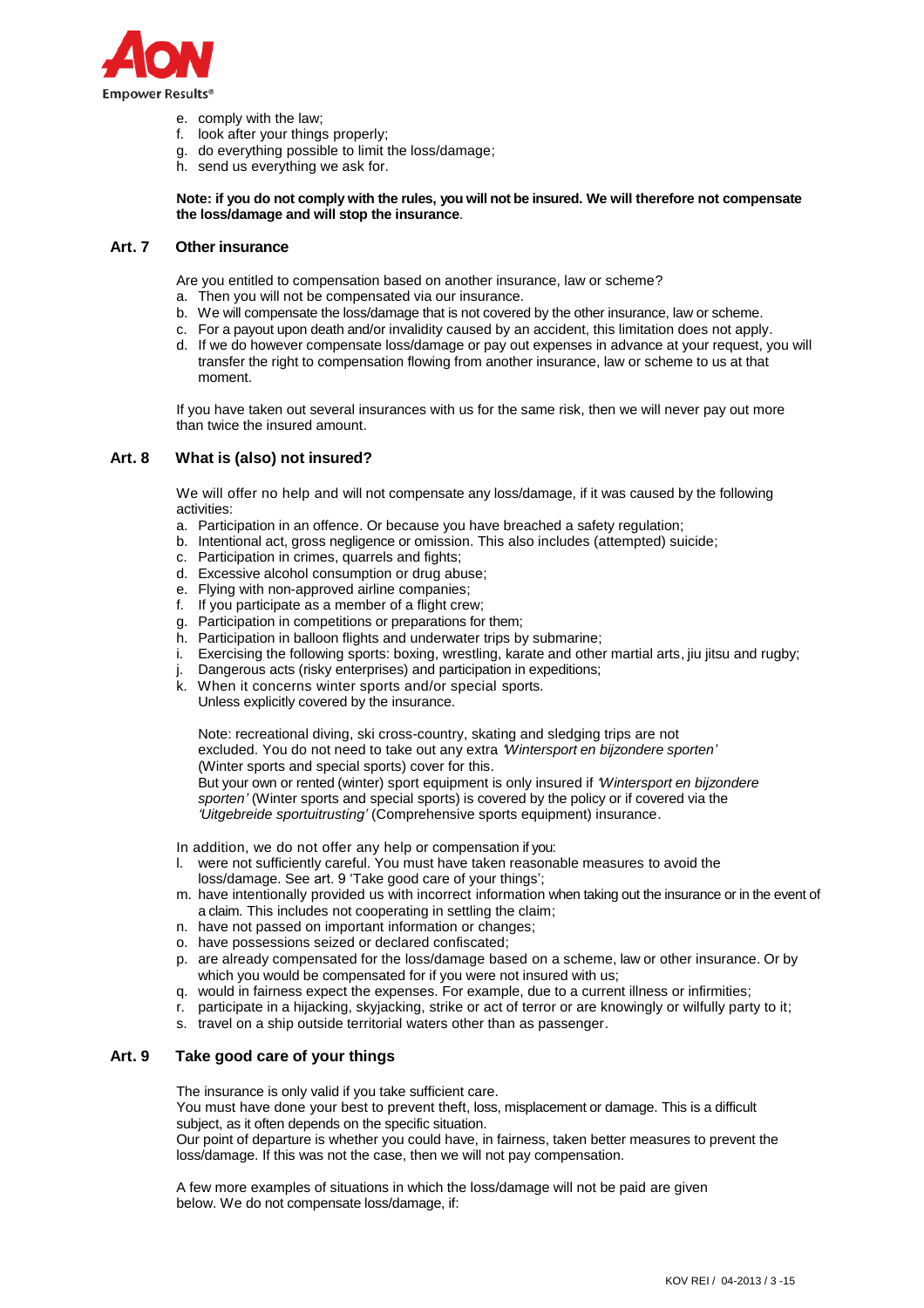e. comply with the law;
f. look after your things properly;
g. do everything possible to limit the loss/damage;
h. send us everything we ask for.

**Note: if you do not comply with the rules, you will not be insured. We will therefore not compensate the loss/damage and will stop the insurance**.

## Art. 7 Other insurance

Are you entitled to compensation based on another insurance, law or scheme?

a. Then you will not be compensated via our insurance.
b. We will compensate the loss/damage that is not covered by the other insurance, law or scheme.
c. For a payout upon death and/or invalidity caused by an accident, this limitation does not apply.
d. If we do however compensate loss/damage or pay out expenses in advance at your request, you will transfer the right to compensation flowing from another insurance, law or scheme to us at that moment.

If you have taken out several insurances with us for the same risk, then we will never pay out more than twice the insured amount.

## Art. 8 What is (also) not insured?

We will offer no help and will not compensate any loss/damage, if it was caused by the following activities:

a. Participation in an offence. Or because you have breached a safety regulation;
b. Intentional act, gross negligence or omission. This also includes (attempted) suicide;
c. Participation in crimes, quarrels and fights;
d. Excessive alcohol consumption or drug abuse;
e. Flying with non-approved airline companies;
f. If you participate as a member of a flight crew;
g. Participation in competitions or preparations for them;
h. Participation in balloon flights and underwater trips by submarine;
i. Exercising the following sports: boxing, wrestling, karate and other martial arts, jiu jitsu and rugby;
j. Dangerous acts (risky enterprises) and participation in expeditions;
k. When it concerns winter sports and/or special sports.
   Unless explicitly covered by the insurance.

   Note: recreational diving, ski cross-country, skating and sledging trips are not excluded. You do not need to take out any extra *'Wintersport en bijzondere sporten'* (Winter sports and special sports) cover for this.
   But your own or rented (winter) sport equipment is only insured if *'Wintersport en bijzondere sporten'* (Winter sports and special sports) is covered by the policy or if covered via the *'Uitgebreide sportuitrusting'* (Comprehensive sports equipment) insurance.

In addition, we do not offer any help or compensation if you:

l. were not sufficiently careful. You must have taken reasonable measures to avoid the loss/damage. See art. 9 'Take good care of your things';
m. have intentionally provided us with incorrect information when taking out the insurance or in the event of a claim. This includes not cooperating in settling the claim;
n. have not passed on important information or changes;
o. have possessions seized or declared confiscated;
p. are already compensated for the loss/damage based on a scheme, law or other insurance. Or by which you would be compensated for if you were not insured with us;
q. would in fairness expect the expenses. For example, due to a current illness or infirmities;
r. participate in a hijacking, skyjacking, strike or act of terror or are knowingly or wilfully party to it;
s. travel on a ship outside territorial waters other than as passenger.

## Art. 9 Take good care of your things

The insurance is only valid if you take sufficient care.
You must have done your best to prevent theft, loss, misplacement or damage. This is a difficult subject, as it often depends on the specific situation.
Our point of departure is whether you could have, in fairness, taken better measures to prevent the loss/damage. If this was not the case, then we will not pay compensation.

A few more examples of situations in which the loss/damage will not be paid are given below. We do not compensate loss/damage, if: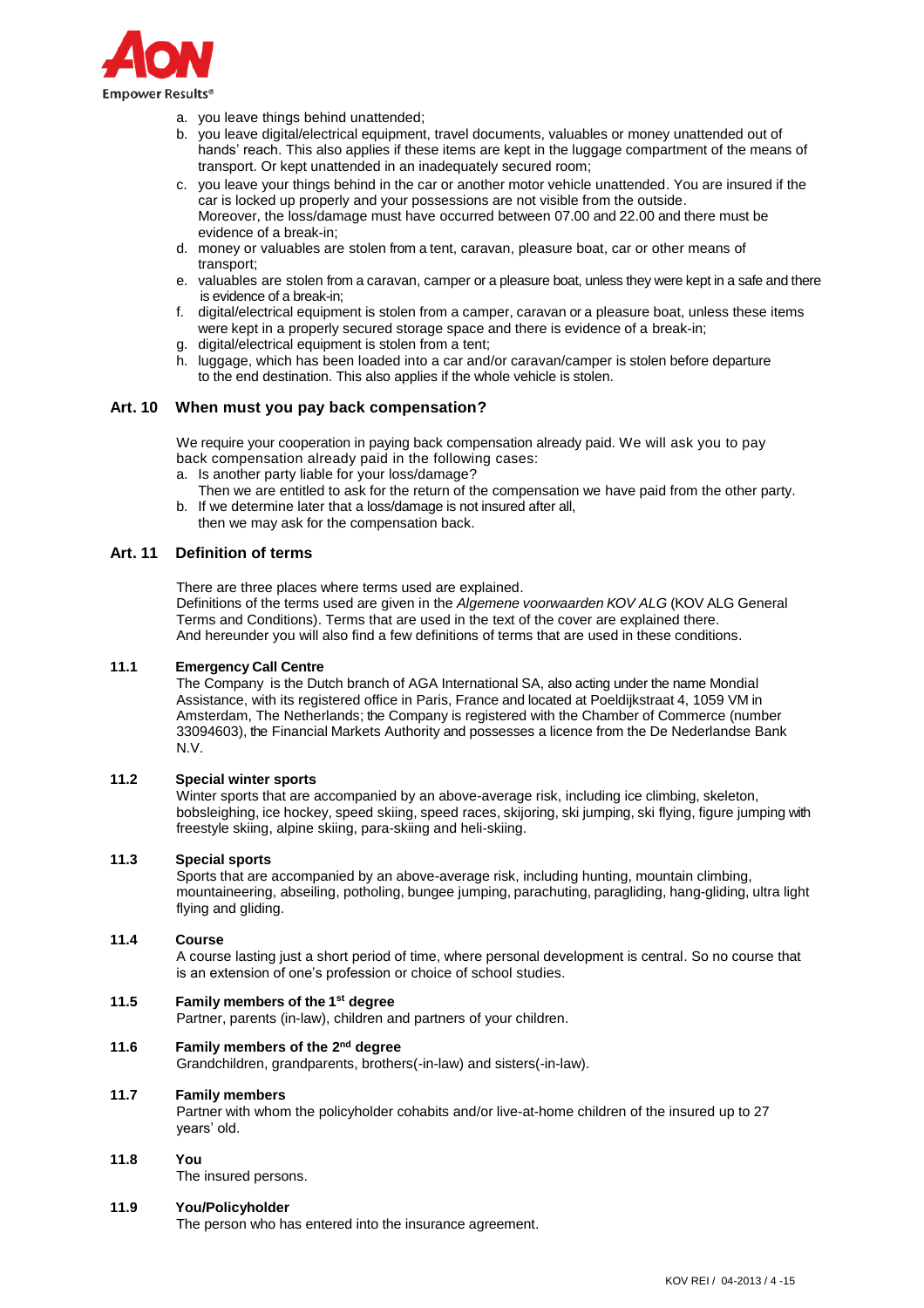a. you leave things behind unattended;
b. you leave digital/electrical equipment, travel documents, valuables or money unattended out of hands' reach. This also applies if these items are kept in the luggage compartment of the means of transport. Or kept unattended in an inadequately secured room;
c. you leave your things behind in the car or another motor vehicle unattended. You are insured if the car is locked up properly and your possessions are not visible from the outside.
   Moreover, the loss/damage must have occurred between 07.00 and 22.00 and there must be evidence of a break-in;
d. money or valuables are stolen from a tent, caravan, pleasure boat, car or other means of transport;
e. valuables are stolen from a caravan, camper or a pleasure boat, unless they were kept in a safe and there is evidence of a break-in;
f. digital/electrical equipment is stolen from a camper, caravan or a pleasure boat, unless these items were kept in a properly secured storage space and there is evidence of a break-in;
g. digital/electrical equipment is stolen from a tent;
h. luggage, which has been loaded into a car and/or caravan/camper is stolen before departure to the end destination. This also applies if the whole vehicle is stolen.

## Art. 10 When must you pay back compensation?

We require your cooperation in paying back compensation already paid. We will ask you to pay back compensation already paid in the following cases:

a. Is another party liable for your loss/damage?
   Then we are entitled to ask for the return of the compensation we have paid from the other party.
b. If we determine later that a loss/damage is not insured after all,
   then we may ask for the compensation back.

## Art. 11 Definition of terms

There are three places where terms used are explained.
Definitions of the terms used are given in the *Algemene voorwaarden KOV ALG* (KOV ALG General Terms and Conditions). Terms that are used in the text of the cover are explained there.
And hereunder you will also find a few definitions of terms that are used in these conditions.

### 11.1 Emergency Call Centre

The Company is the Dutch branch of AGA International SA, also acting under the name Mondial Assistance, with its registered office in Paris, France and located at Poeldijkstraat 4, 1059 VM in Amsterdam, The Netherlands; the Company is registered with the Chamber of Commerce (number 33094603), the Financial Markets Authority and possesses a licence from the De Nederlandse Bank N.V.

### 11.2 Special winter sports

Winter sports that are accompanied by an above-average risk, including ice climbing, skeleton, bobsleighing, ice hockey, speed skiing, speed races, skijoring, ski jumping, ski flying, figure jumping with freestyle skiing, alpine skiing, para-skiing and heli-skiing.

### 11.3 Special sports

Sports that are accompanied by an above-average risk, including hunting, mountain climbing, mountaineering, abseiling, potholing, bungee jumping, parachuting, paragliding, hang-gliding, ultra light flying and gliding.

### 11.4 Course

A course lasting just a short period of time, where personal development is central. So no course that is an extension of one's profession or choice of school studies.

### 11.5 Family members of the 1st degree

Partner, parents (in-law), children and partners of your children.

### 11.6 Family members of the 2nd degree

Grandchildren, grandparents, brothers(-in-law) and sisters(-in-law).

### 11.7 Family members

Partner with whom the policyholder cohabits and/or live-at-home children of the insured up to 27 years' old.

### 11.8 You

The insured persons.

### 11.9 You/Policyholder

The person who has entered into the insurance agreement.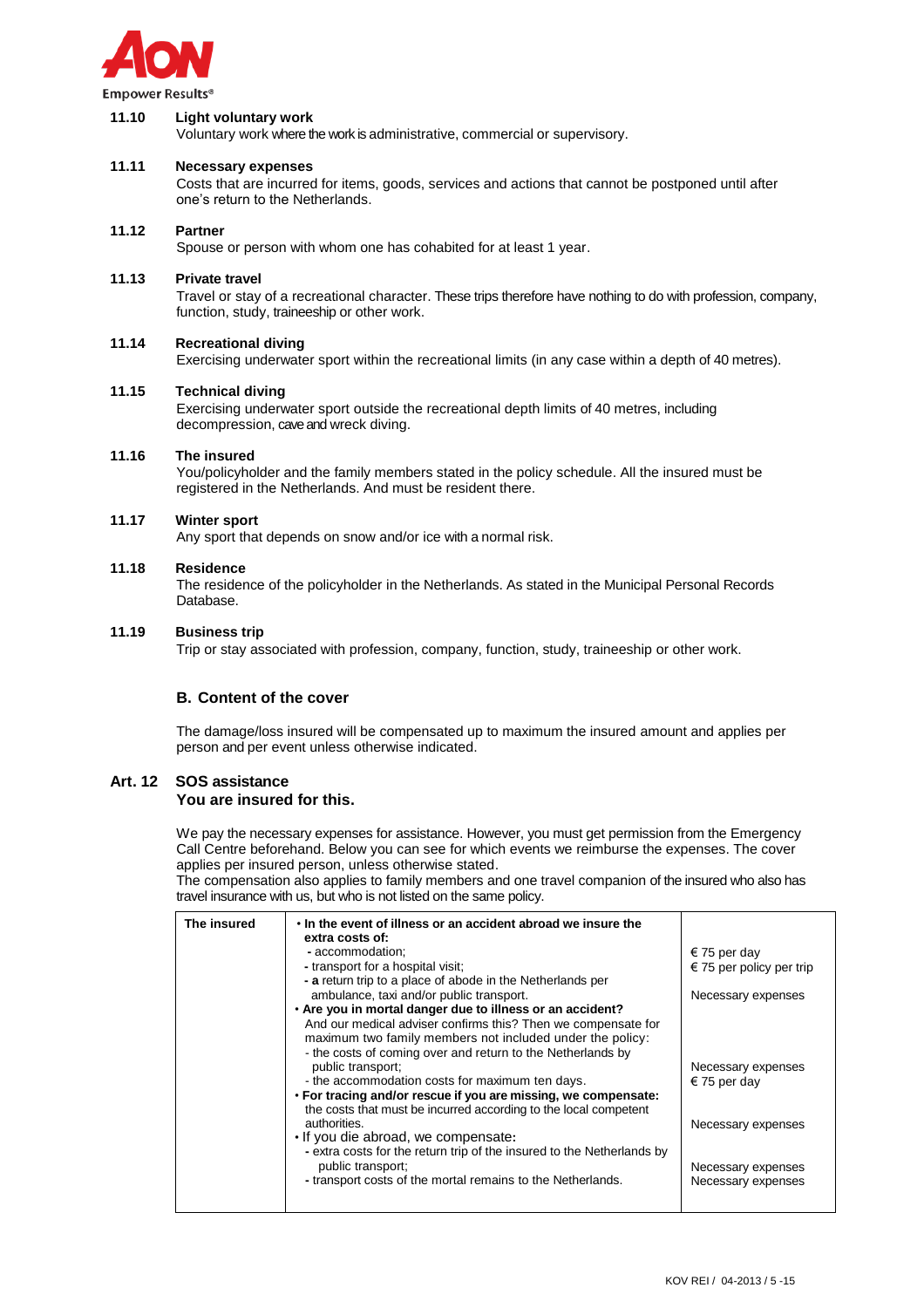**11.10 Light voluntary work**
Voluntary work where the work is administrative, commercial or supervisory.

**11.11 Necessary expenses**
Costs that are incurred for items, goods, services and actions that cannot be postponed until after one's return to the Netherlands.

**11.12 Partner**
Spouse or person with whom one has cohabited for at least 1 year.

**11.13 Private travel**
Travel or stay of a recreational character. These trips therefore have nothing to do with profession, company, function, study, traineeship or other work.

**11.14 Recreational diving**
Exercising underwater sport within the recreational limits (in any case within a depth of 40 metres).

**11.15 Technical diving**
Exercising underwater sport outside the recreational depth limits of 40 metres, including decompression, cave and wreck diving.

**11.16 The insured**
You/policyholder and the family members stated in the policy schedule. All the insured must be registered in the Netherlands. And must be resident there.

**11.17 Winter sport**
Any sport that depends on snow and/or ice with a normal risk.

**11.18 Residence**
The residence of the policyholder in the Netherlands. As stated in the Municipal Personal Records Database.

**11.19 Business trip**
Trip or stay associated with profession, company, function, study, traineeship or other work.

## B. Content of the cover

The damage/loss insured will be compensated up to maximum the insured amount and applies per person and per event unless otherwise indicated.

## Art. 12 SOS assistance
**You are insured for this.**

We pay the necessary expenses for assistance. However, you must get permission from the Emergency Call Centre beforehand. Below you can see for which events we reimburse the expenses. The cover applies per insured person, unless otherwise stated.
The compensation also applies to family members and one travel companion of the insured who also has travel insurance with us, but who is not listed on the same policy.

| The insured | | |
|---|---|---|
| | • **In the event of illness or an accident abroad we insure the extra costs of:** | |
| | - accommodation; | € 75 per day |
| | - transport for a hospital visit; | € 75 per policy per trip |
| | - **a** return trip to a place of abode in the Netherlands per ambulance, taxi and/or public transport. | Necessary expenses |
| | • **Are you in mortal danger due to illness or an accident?** And our medical adviser confirms this? Then we compensate for maximum two family members not included under the policy: | |
| | - the costs of coming over and return to the Netherlands by public transport; | Necessary expenses |
| | - the accommodation costs for maximum ten days. | € 75 per day |
| | • **For tracing and/or rescue if you are missing, we compensate:** the costs that must be incurred according to the local competent authorities. | Necessary expenses |
| | • If you die abroad, we compensate**:** | |
| | - extra costs for the return trip of the insured to the Netherlands by public transport; | Necessary expenses |
| | - transport costs of the mortal remains to the Netherlands. | Necessary expenses |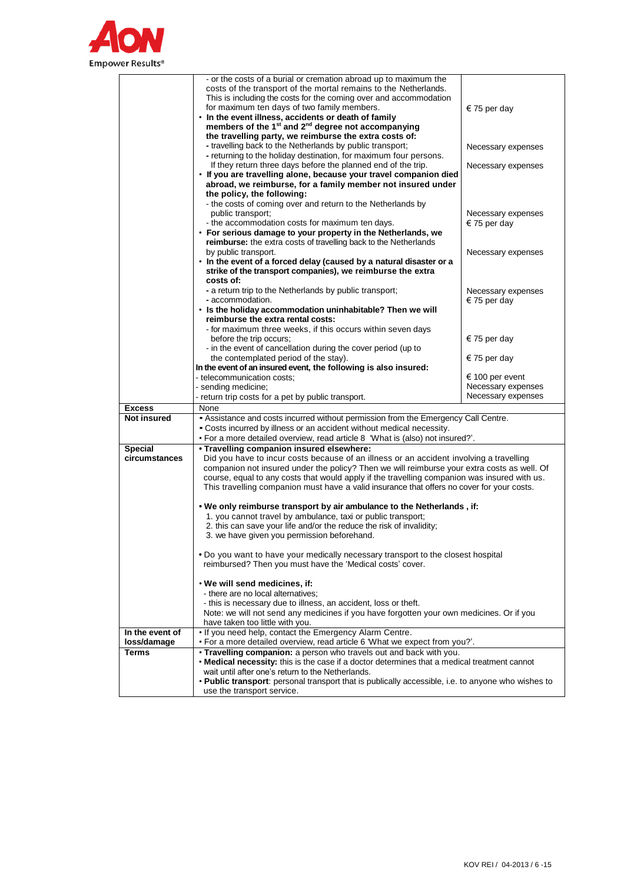| | | |
|---|---|---|
| | - or the costs of a burial or cremation abroad up to maximum the costs of the transport of the mortal remains to the Netherlands. This is including the costs for the coming over and accommodation for maximum ten days of two family members. | € 75 per day |
| | • **In the event illness, accidents or death of family members of the 1st and 2nd degree not accompanying the travelling party, we reimburse the extra costs of:** | |
| | - travelling back to the Netherlands by public transport; | Necessary expenses |
| | - returning to the holiday destination, for maximum four persons. If they return three days before the planned end of the trip. | Necessary expenses |
| | • **If you are travelling alone, because your travel companion died abroad, we reimburse, for a family member not insured under the policy, the following:** | |
| | - the costs of coming over and return to the Netherlands by public transport; | Necessary expenses |
| | - the accommodation costs for maximum ten days. | € 75 per day |
| | • **For serious damage to your property in the Netherlands, we reimburse:** the extra costs of travelling back to the Netherlands by public transport. | Necessary expenses |
| | • **In the event of a forced delay (caused by a natural disaster or a strike of the transport companies), we reimburse the extra costs of:** | |
| | - a return trip to the Netherlands by public transport; | Necessary expenses |
| | - accommodation. | € 75 per day |
| | • **Is the holiday accommodation uninhabitable? Then we will reimburse the extra rental costs:** | |
| | - for maximum three weeks, if this occurs within seven days before the trip occurs; | € 75 per day |
| | - in the event of cancellation during the cover period (up to the contemplated period of the stay). | € 75 per day |
| | **In the event of an insured event, the following is also insured:** | |
| | - telecommunication costs; | € 100 per event |
| | - sending medicine; | Necessary expenses |
| | - return trip costs for a pet by public transport. | Necessary expenses |
| **Excess** | None | |
| **Not insured** | • Assistance and costs incurred without permission from the Emergency Call Centre.<br>• Costs incurred by illness or an accident without medical necessity.<br>• For a more detailed overview, read article 8 'What is (also) not insured?'. | |
| **Special circumstances** | • **Travelling companion insured elsewhere:**<br>Did you have to incur costs because of an illness or an accident involving a travelling companion not insured under the policy? Then we will reimburse your extra costs as well. Of course, equal to any costs that would apply if the travelling companion was insured with us. This travelling companion must have a valid insurance that offers no cover for your costs.<br><br>• **We only reimburse transport by air ambulance to the Netherlands , if:**<br>1. you cannot travel by ambulance, taxi or public transport;<br>2. this can save your life and/or the reduce the risk of invalidity;<br>3. we have given you permission beforehand.<br><br>• Do you want to have your medically necessary transport to the closest hospital reimbursed? Then you must have the 'Medical costs' cover.<br><br>• **We will send medicines, if:**<br>- there are no local alternatives;<br>- this is necessary due to illness, an accident, loss or theft.<br>Note: we will not send any medicines if you have forgotten your own medicines. Or if you have taken too little with you. | |
| **In the event of loss/damage** | • If you need help, contact the Emergency Alarm Centre.<br>• For a more detailed overview, read article 6 'What we expect from you?'. | |
| **Terms** | • **Travelling companion:** a person who travels out and back with you.<br>• **Medical necessity:** this is the case if a doctor determines that a medical treatment cannot wait until after one's return to the Netherlands.<br>• **Public transport**: personal transport that is publically accessible, i.e. to anyone who wishes to use the transport service. | |

KOV REI / 04-2013 / 6 -15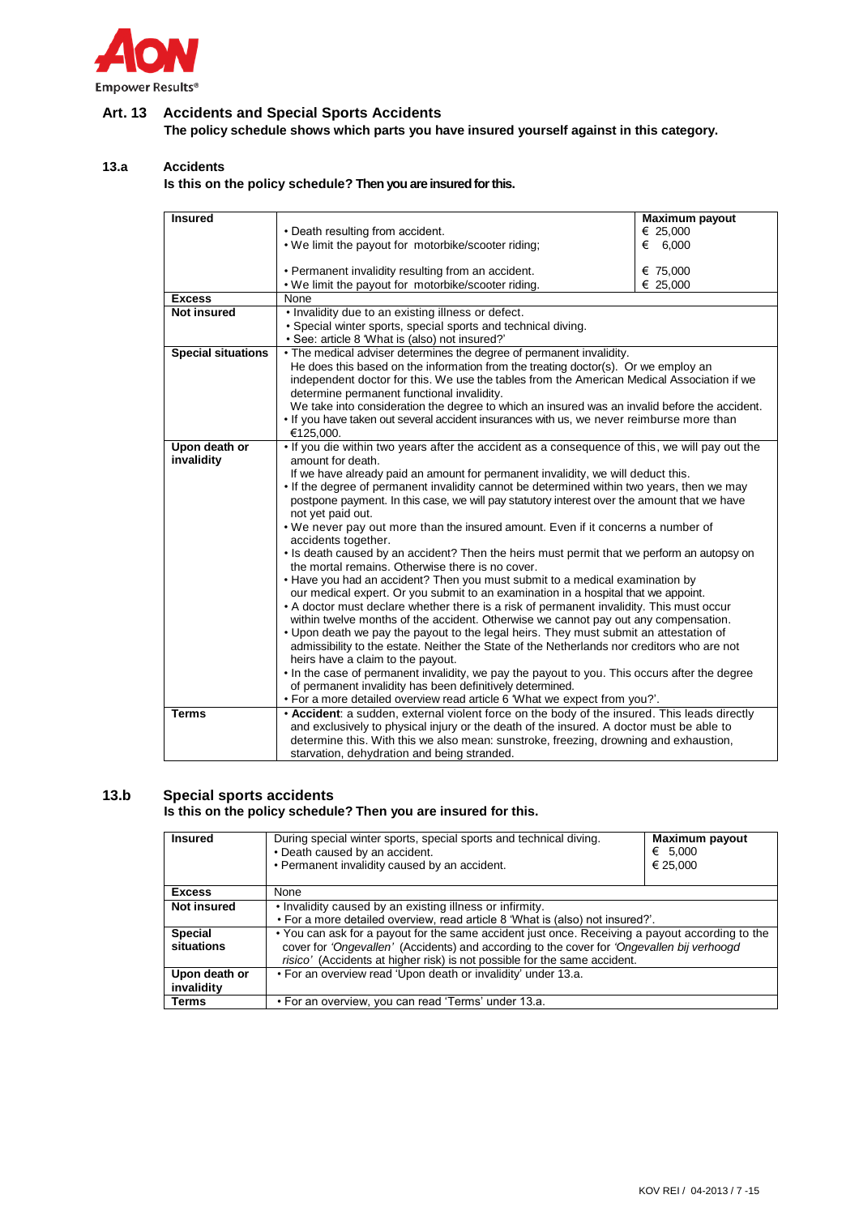## Art. 13 Accidents and Special Sports Accidents

**The policy schedule shows which parts you have insured yourself against in this category.**

### 13.a Accidents

**Is this on the policy schedule? Then you are insured for this.**

| **Insured** | | **Maximum payout** |
|---|---|---|
| | • Death resulting from accident. | € 25,000 |
| | • We limit the payout for motorbike/scooter riding; | € 6,000 |
| | • Permanent invalidity resulting from an accident. | € 75,000 |
| | • We limit the payout for motorbike/scooter riding. | € 25,000 |
| **Excess** | None | |
| **Not insured** | • Invalidity due to an existing illness or defect.<br>• Special winter sports, special sports and technical diving.<br>• See: article 8 'What is (also) not insured?' | |
| **Special situations** | • The medical adviser determines the degree of permanent invalidity. He does this based on the information from the treating doctor(s). Or we employ an independent doctor for this. We use the tables from the American Medical Association if we determine permanent functional invalidity. We take into consideration the degree to which an insured was an invalid before the accident.<br>• If you have taken out several accident insurances with us, we never reimburse more than €125,000. | |
| **Upon death or invalidity** | • If you die within two years after the accident as a consequence of this, we will pay out the amount for death. If we have already paid an amount for permanent invalidity, we will deduct this.<br>• If the degree of permanent invalidity cannot be determined within two years, then we may postpone payment. In this case, we will pay statutory interest over the amount that we have not yet paid out.<br>• We never pay out more than the insured amount. Even if it concerns a number of accidents together.<br>• Is death caused by an accident? Then the heirs must permit that we perform an autopsy on the mortal remains. Otherwise there is no cover.<br>• Have you had an accident? Then you must submit to a medical examination by our medical expert. Or you submit to an examination in a hospital that we appoint.<br>• A doctor must declare whether there is a risk of permanent invalidity. This must occur within twelve months of the accident. Otherwise we cannot pay out any compensation.<br>• Upon death we pay the payout to the legal heirs. They must submit an attestation of admissibility to the estate. Neither the State of the Netherlands nor creditors who are not heirs have a claim to the payout.<br>• In the case of permanent invalidity, we pay the payout to you. This occurs after the degree of permanent invalidity has been definitively determined.<br>• For a more detailed overview read article 6 'What we expect from you?'. | |
| **Terms** | • **Accident**: a sudden, external violent force on the body of the insured. This leads directly and exclusively to physical injury or the death of the insured. A doctor must be able to determine this. With this we also mean: sunstroke, freezing, drowning and exhaustion, starvation, dehydration and being stranded. | |

### 13.b Special sports accidents

**Is this on the policy schedule? Then you are insured for this.**

| **Insured** | During special winter sports, special sports and technical diving.<br>• Death caused by an accident.<br>• Permanent invalidity caused by an accident. | **Maximum payout**<br>€ 5,000<br>€ 25,000 |
|---|---|---|
| **Excess** | None | |
| **Not insured** | • Invalidity caused by an existing illness or infirmity.<br>• For a more detailed overview, read article 8 'What is (also) not insured?'. | |
| **Special situations** | • You can ask for a payout for the same accident just once. Receiving a payout according to the cover for *'Ongevallen'* (Accidents) and according to the cover for *'Ongevallen bij verhoogd risico'* (Accidents at higher risk) is not possible for the same accident. | |
| **Upon death or invalidity** | • For an overview read 'Upon death or invalidity' under 13.a. | |
| **Terms** | • For an overview, you can read 'Terms' under 13.a. | |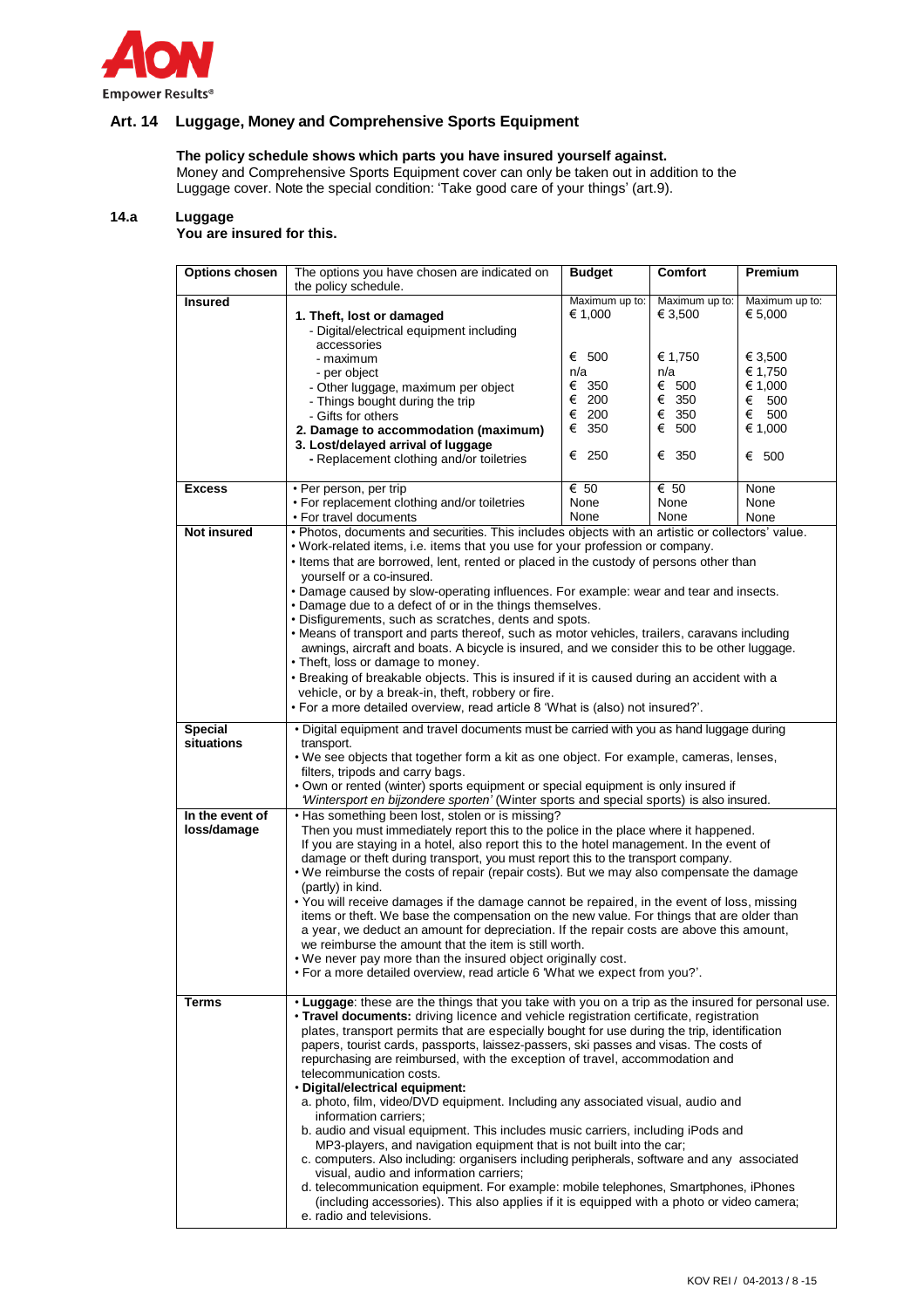## Art. 14 Luggage, Money and Comprehensive Sports Equipment

**The policy schedule shows which parts you have insured yourself against.**
Money and Comprehensive Sports Equipment cover can only be taken out in addition to the Luggage cover. Note the special condition: 'Take good care of your things' (art.9).

### 14.a Luggage

**You are insured for this.**

| **Options chosen** | The options you have chosen are indicated on the policy schedule. | **Budget** | **Comfort** | **Premium** |
|---|---|---|---|---|
| **Insured** | | Maximum up to: | Maximum up to: | Maximum up to: |
| | **1. Theft, lost or damaged** | € 1,000 | € 3,500 | € 5,000 |
| | - Digital/electrical equipment including accessories | | | |
| | - maximum | € 500 | € 1,750 | € 3,500 |
| | - per object | n/a | n/a | € 1,750 |
| | - Other luggage, maximum per object | € 350 | € 500 | € 1,000 |
| | - Things bought during the trip | € 200 | € 350 | € 500 |
| | - Gifts for others | € 200 | € 350 | € 500 |
| | **2. Damage to accommodation (maximum)** | € 350 | € 500 | € 1,000 |
| | **3. Lost/delayed arrival of luggage** | | | |
| | **-** Replacement clothing and/or toiletries | € 250 | € 350 | € 500 |
| **Excess** | • Per person, per trip | € 50 | € 50 | None |
| | • For replacement clothing and/or toiletries | None | None | None |
| | • For travel documents | None | None | None |
| **Not insured** | • Photos, documents and securities. This includes objects with an artistic or collectors' value.<br>• Work-related items, i.e. items that you use for your profession or company.<br>• Items that are borrowed, lent, rented or placed in the custody of persons other than yourself or a co-insured.<br>• Damage caused by slow-operating influences. For example: wear and tear and insects.<br>• Damage due to a defect of or in the things themselves.<br>• Disfigurements, such as scratches, dents and spots.<br>• Means of transport and parts thereof, such as motor vehicles, trailers, caravans including awnings, aircraft and boats. A bicycle is insured, and we consider this to be other luggage.<br>• Theft, loss or damage to money.<br>• Breaking of breakable objects. This is insured if it is caused during an accident with a vehicle, or by a break-in, theft, robbery or fire.<br>• For a more detailed overview, read article 8 'What is (also) not insured?'. | | | |
| **Special situations** | • Digital equipment and travel documents must be carried with you as hand luggage during transport.<br>• We see objects that together form a kit as one object. For example, cameras, lenses, filters, tripods and carry bags.<br>• Own or rented (winter) sports equipment or special equipment is only insured if *'Wintersport en bijzondere sporten'* (Winter sports and special sports) is also insured. | | | |
| **In the event of loss/damage** | • Has something been lost, stolen or is missing?<br>Then you must immediately report this to the police in the place where it happened. If you are staying in a hotel, also report this to the hotel management. In the event of damage or theft during transport, you must report this to the transport company.<br>• We reimburse the costs of repair (repair costs). But we may also compensate the damage (partly) in kind.<br>• You will receive damages if the damage cannot be repaired, in the event of loss, missing items or theft. We base the compensation on the new value. For things that are older than a year, we deduct an amount for depreciation. If the repair costs are above this amount, we reimburse the amount that the item is still worth.<br>• We never pay more than the insured object originally cost.<br>• For a more detailed overview, read article 6 'What we expect from you?'. | | | |
| **Terms** | • **Luggage**: these are the things that you take with you on a trip as the insured for personal use.<br>• **Travel documents:** driving licence and vehicle registration certificate, registration plates, transport permits that are especially bought for use during the trip, identification papers, tourist cards, passports, laissez-passers, ski passes and visas. The costs of repurchasing are reimbursed, with the exception of travel, accommodation and telecommunication costs.<br>• **Digital/electrical equipment:**<br>a. photo, film, video/DVD equipment. Including any associated visual, audio and information carriers;<br>b. audio and visual equipment. This includes music carriers, including iPods and MP3-players, and navigation equipment that is not built into the car;<br>c. computers. Also including: organisers including peripherals, software and any associated visual, audio and information carriers;<br>d. telecommunication equipment. For example: mobile telephones, Smartphones, iPhones (including accessories). This also applies if it is equipped with a photo or video camera;<br>e. radio and televisions. | | | |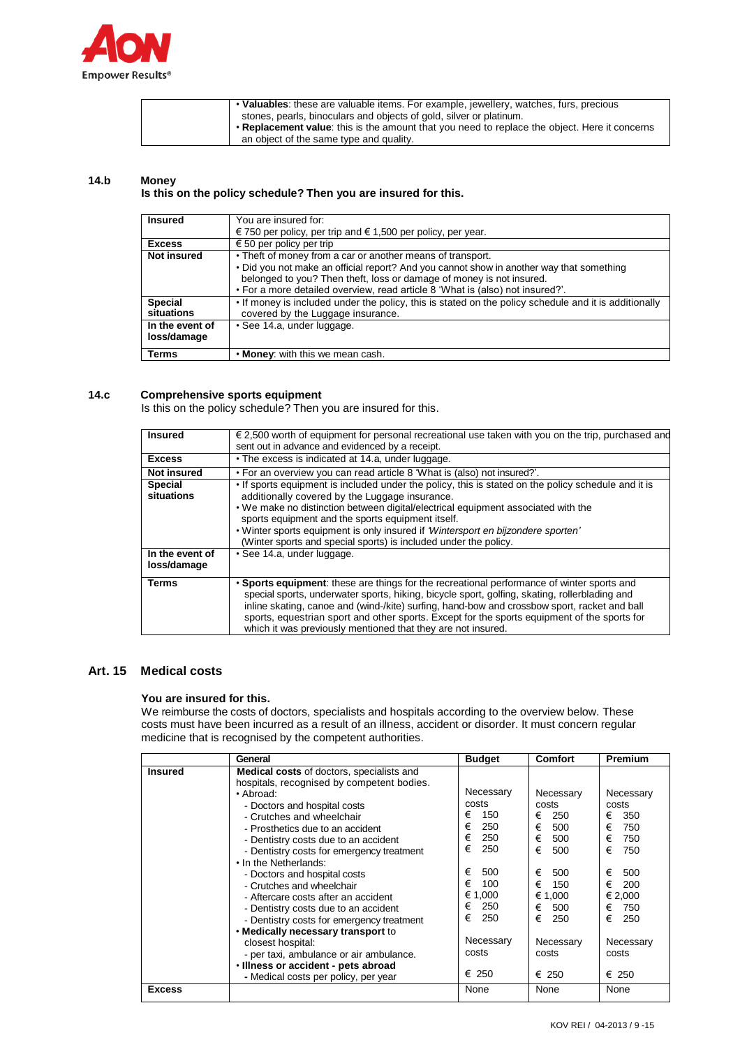| | |
|---|---|
| | • **Valuables**: these are valuable items. For example, jewellery, watches, furs, precious stones, pearls, binoculars and objects of gold, silver or platinum.<br>• **Replacement value**: this is the amount that you need to replace the object. Here it concerns an object of the same type and quality. |

### 14.b Money

**Is this on the policy schedule? Then you are insured for this.**

| | |
|---|---|
| **Insured** | You are insured for:<br>€ 750 per policy, per trip and € 1,500 per policy, per year. |
| **Excess** | € 50 per policy per trip |
| **Not insured** | • Theft of money from a car or another means of transport.<br>• Did you not make an official report? And you cannot show in another way that something belonged to you? Then theft, loss or damage of money is not insured.<br>• For a more detailed overview, read article 8 'What is (also) not insured?'. |
| **Special situations** | • If money is included under the policy, this is stated on the policy schedule and it is additionally covered by the Luggage insurance. |
| **In the event of loss/damage** | • See 14.a, under luggage. |
| **Terms** | • **Money**: with this we mean cash. |

### 14.c Comprehensive sports equipment

Is this on the policy schedule? Then you are insured for this.

| | |
|---|---|
| **Insured** | € 2,500 worth of equipment for personal recreational use taken with you on the trip, purchased and sent out in advance and evidenced by a receipt. |
| **Excess** | • The excess is indicated at 14.a, under luggage. |
| **Not insured** | • For an overview you can read article 8 'What is (also) not insured?'. |
| **Special situations** | • If sports equipment is included under the policy, this is stated on the policy schedule and it is additionally covered by the Luggage insurance.<br>• We make no distinction between digital/electrical equipment associated with the sports equipment and the sports equipment itself.<br>• Winter sports equipment is only insured if *'Wintersport en bijzondere sporten'* (Winter sports and special sports) is included under the policy. |
| **In the event of loss/damage** | • See 14.a, under luggage. |
| **Terms** | • **Sports equipment**: these are things for the recreational performance of winter sports and special sports, underwater sports, hiking, bicycle sport, golfing, skating, rollerblading and inline skating, canoe and (wind-/kite) surfing, hand-bow and crossbow sport, racket and ball sports, equestrian sport and other sports. Except for the sports equipment of the sports for which it was previously mentioned that they are not insured. |

## Art. 15 Medical costs

**You are insured for this.**

We reimburse the costs of doctors, specialists and hospitals according to the overview below. These costs must have been incurred as a result of an illness, accident or disorder. It must concern regular medicine that is recognised by the competent authorities.

| | General | Budget | Comfort | Premium |
|---|---|---|---|---|
| **Insured** | **Medical costs** of doctors, specialists and hospitals, recognised by competent bodies. | | | |
| | • Abroad: | | | |
| | - Doctors and hospital costs | Necessary costs | Necessary costs | Necessary costs |
| | - Crutches and wheelchair | € 150 | € 250 | € 350 |
| | - Prosthetics due to an accident | € 250 | € 500 | € 750 |
| | - Dentistry costs due to an accident | € 250 | € 500 | € 750 |
| | - Dentistry costs for emergency treatment | € 250 | € 500 | € 750 |
| | • In the Netherlands: | | | |
| | - Doctors and hospital costs | € 500 | € 500 | € 500 |
| | - Crutches and wheelchair | € 100 | € 150 | € 200 |
| | - Aftercare costs after an accident | € 1,000 | € 1,000 | € 2,000 |
| | - Dentistry costs due to an accident | € 250 | € 500 | € 750 |
| | - Dentistry costs for emergency treatment | € 250 | € 250 | € 250 |
| | • **Medically necessary transport** to closest hospital:<br>- per taxi, ambulance or air ambulance. | Necessary costs | Necessary costs | Necessary costs |
| | • **Illness or accident - pets abroad**<br>- Medical costs per policy, per year | € 250 | € 250 | € 250 |
| **Excess** | | None | None | None |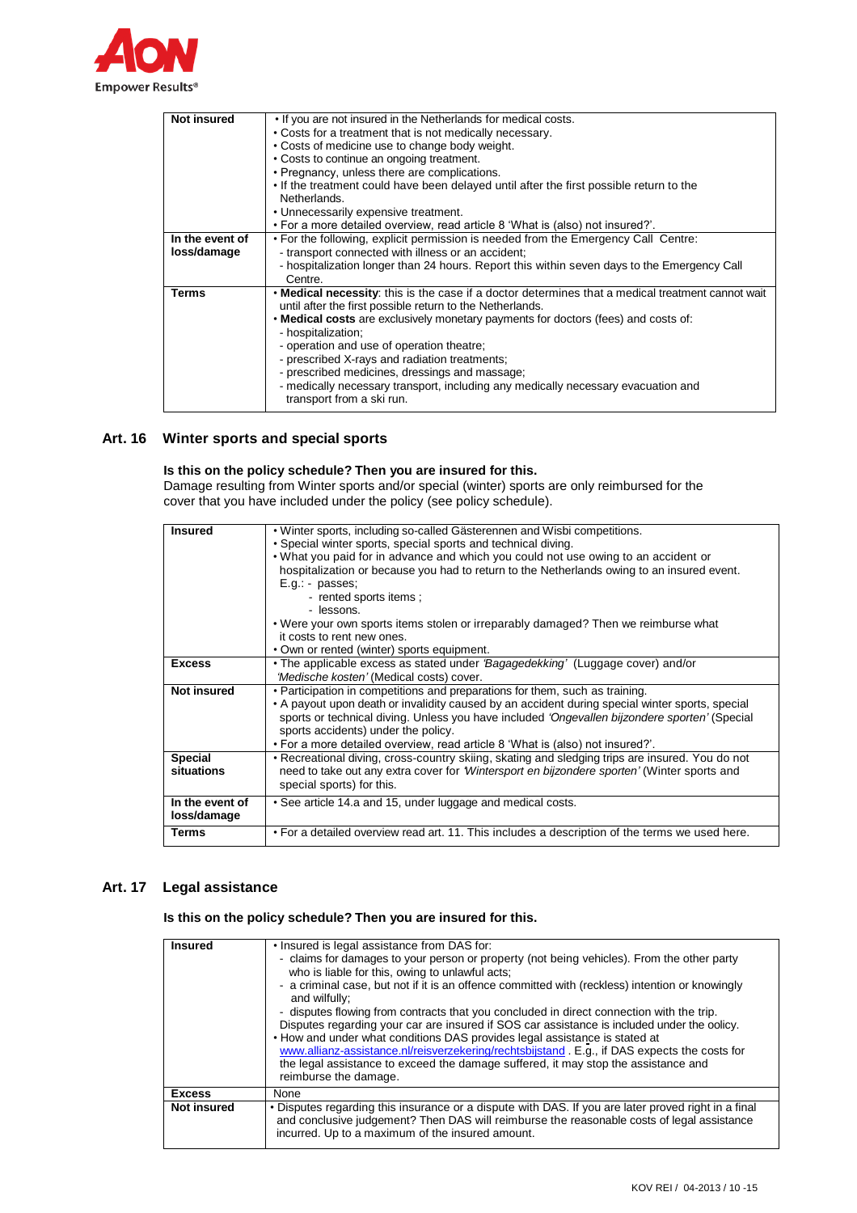| Not insured | • If you are not insured in the Netherlands for medical costs.<br>• Costs for a treatment that is not medically necessary.<br>• Costs of medicine use to change body weight.<br>• Costs to continue an ongoing treatment.<br>• Pregnancy, unless there are complications.<br>• If the treatment could have been delayed until after the first possible return to the Netherlands.<br>• Unnecessarily expensive treatment.<br>• For a more detailed overview, read article 8 'What is (also) not insured?'. |
|---|---|
| In the event of loss/damage | • For the following, explicit permission is needed from the Emergency Call Centre:<br>- transport connected with illness or an accident;<br>- hospitalization longer than 24 hours. Report this within seven days to the Emergency Call Centre. |
| Terms | • **Medical necessity**: this is the case if a doctor determines that a medical treatment cannot wait until after the first possible return to the Netherlands.<br>• **Medical costs** are exclusively monetary payments for doctors (fees) and costs of:<br>- hospitalization;<br>- operation and use of operation theatre;<br>- prescribed X-rays and radiation treatments;<br>- prescribed medicines, dressings and massage;<br>- medically necessary transport, including any medically necessary evacuation and transport from a ski run. |

## Art. 16 Winter sports and special sports

**Is this on the policy schedule? Then you are insured for this.**

Damage resulting from Winter sports and/or special (winter) sports are only reimbursed for the cover that you have included under the policy (see policy schedule).

| Insured | • Winter sports, including so-called Gästerennen and Wisbi competitions.<br>• Special winter sports, special sports and technical diving.<br>• What you paid for in advance and which you could not use owing to an accident or hospitalization or because you had to return to the Netherlands owing to an insured event.<br>E.g.: - passes;<br>- rented sports items ;<br>- lessons.<br>• Were your own sports items stolen or irreparably damaged? Then we reimburse what it costs to rent new ones.<br>• Own or rented (winter) sports equipment. |
|---|---|
| Excess | • The applicable excess as stated under *'Bagagedekking'* (Luggage cover) and/or *'Medische kosten'* (Medical costs) cover. |
| Not insured | • Participation in competitions and preparations for them, such as training.<br>• A payout upon death or invalidity caused by an accident during special winter sports, special sports or technical diving. Unless you have included *'Ongevallen bijzondere sporten'* (Special sports accidents) under the policy.<br>• For a more detailed overview, read article 8 'What is (also) not insured?'. |
| Special situations | • Recreational diving, cross-country skiing, skating and sledging trips are insured. You do not need to take out any extra cover for *'Wintersport en bijzondere sporten'* (Winter sports and special sports) for this. |
| In the event of loss/damage | • See article 14.a and 15, under luggage and medical costs. |
| Terms | • For a detailed overview read art. 11. This includes a description of the terms we used here. |

## Art. 17 Legal assistance

**Is this on the policy schedule? Then you are insured for this.**

| Insured | • Insured is legal assistance from DAS for:<br>- claims for damages to your person or property (not being vehicles). From the other party who is liable for this, owing to unlawful acts;<br>- a criminal case, but not if it is an offence committed with (reckless) intention or knowingly and wilfully;<br>- disputes flowing from contracts that you concluded in direct connection with the trip.<br>Disputes regarding your car are insured if SOS car assistance is included under the oolicy.<br>• How and under what conditions DAS provides legal assistance is stated at www.allianz-assistance.nl/reisverzekering/rechtsbijstand . E.g., if DAS expects the costs for the legal assistance to exceed the damage suffered, it may stop the assistance and reimburse the damage. |
|---|---|
| Excess | None |
| Not insured | • Disputes regarding this insurance or a dispute with DAS. If you are later proved right in a final and conclusive judgement? Then DAS will reimburse the reasonable costs of legal assistance incurred. Up to a maximum of the insured amount. |

KOV REI / 04-2013 / 10 -15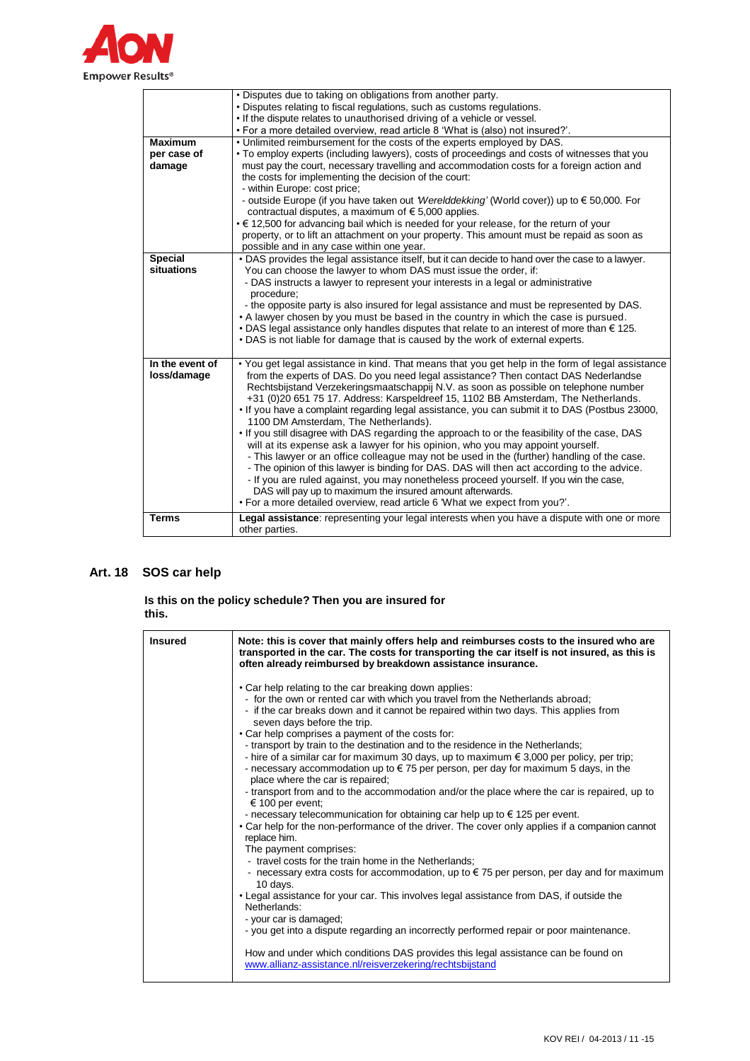| | |
|---|---|
| | • Disputes due to taking on obligations from another party.<br>• Disputes relating to fiscal regulations, such as customs regulations.<br>• If the dispute relates to unauthorised driving of a vehicle or vessel.<br>• For a more detailed overview, read article 8 'What is (also) not insured?'. |
| **Maximum per case of damage** | • Unlimited reimbursement for the costs of the experts employed by DAS.<br>• To employ experts (including lawyers), costs of proceedings and costs of witnesses that you must pay the court, necessary travelling and accommodation costs for a foreign action and the costs for implementing the decision of the court:<br>- within Europe: cost price;<br>- outside Europe (if you have taken out *'Werelddekking'* (World cover)) up to € 50,000. For contractual disputes, a maximum of € 5,000 applies.<br>• € 12,500 for advancing bail which is needed for your release, for the return of your property, or to lift an attachment on your property. This amount must be repaid as soon as possible and in any case within one year. |
| **Special situations** | • DAS provides the legal assistance itself, but it can decide to hand over the case to a lawyer. You can choose the lawyer to whom DAS must issue the order, if:<br>- DAS instructs a lawyer to represent your interests in a legal or administrative procedure;<br>- the opposite party is also insured for legal assistance and must be represented by DAS.<br>• A lawyer chosen by you must be based in the country in which the case is pursued.<br>• DAS legal assistance only handles disputes that relate to an interest of more than € 125.<br>• DAS is not liable for damage that is caused by the work of external experts. |
| **In the event of loss/damage** | • You get legal assistance in kind. That means that you get help in the form of legal assistance from the experts of DAS. Do you need legal assistance? Then contact DAS Nederlandse Rechtsbijstand Verzekeringsmaatschappij N.V. as soon as possible on telephone number +31 (0)20 651 75 17. Address: Karspeldreef 15, 1102 BB Amsterdam, The Netherlands.<br>• If you have a complaint regarding legal assistance, you can submit it to DAS (Postbus 23000, 1100 DM Amsterdam, The Netherlands).<br>• If you still disagree with DAS regarding the approach to or the feasibility of the case, DAS will at its expense ask a lawyer for his opinion, who you may appoint yourself.<br>- This lawyer or an office colleague may not be used in the (further) handling of the case.<br>- The opinion of this lawyer is binding for DAS. DAS will then act according to the advice.<br>- If you are ruled against, you may nonetheless proceed yourself. If you win the case, DAS will pay up to maximum the insured amount afterwards.<br>• For a more detailed overview, read article 6 'What we expect from you?'. |
| **Terms** | **Legal assistance**: representing your legal interests when you have a dispute with one or more other parties. |

## Art. 18 SOS car help

**Is this on the policy schedule? Then you are insured for this.**

| | |
|---|---|
| **Insured** | **Note: this is cover that mainly offers help and reimburses costs to the insured who are transported in the car. The costs for transporting the car itself is not insured, as this is often already reimbursed by breakdown assistance insurance.**<br><br>• Car help relating to the car breaking down applies:<br>- for the own or rented car with which you travel from the Netherlands abroad;<br>- if the car breaks down and it cannot be repaired within two days. This applies from seven days before the trip.<br>• Car help comprises a payment of the costs for:<br>- transport by train to the destination and to the residence in the Netherlands;<br>- hire of a similar car for maximum 30 days, up to maximum € 3,000 per policy, per trip;<br>- necessary accommodation up to € 75 per person, per day for maximum 5 days, in the place where the car is repaired;<br>- transport from and to the accommodation and/or the place where the car is repaired, up to € 100 per event;<br>- necessary telecommunication for obtaining car help up to € 125 per event.<br>• Car help for the non-performance of the driver. The cover only applies if a companion cannot replace him.<br>The payment comprises:<br>- travel costs for the train home in the Netherlands;<br>- necessary extra costs for accommodation, up to € 75 per person, per day and for maximum 10 days.<br>• Legal assistance for your car. This involves legal assistance from DAS, if outside the Netherlands:<br>- your car is damaged;<br>- you get into a dispute regarding an incorrectly performed repair or poor maintenance.<br><br>How and under which conditions DAS provides this legal assistance can be found on www.allianz-assistance.nl/reisverzekering/rechtsbijstand |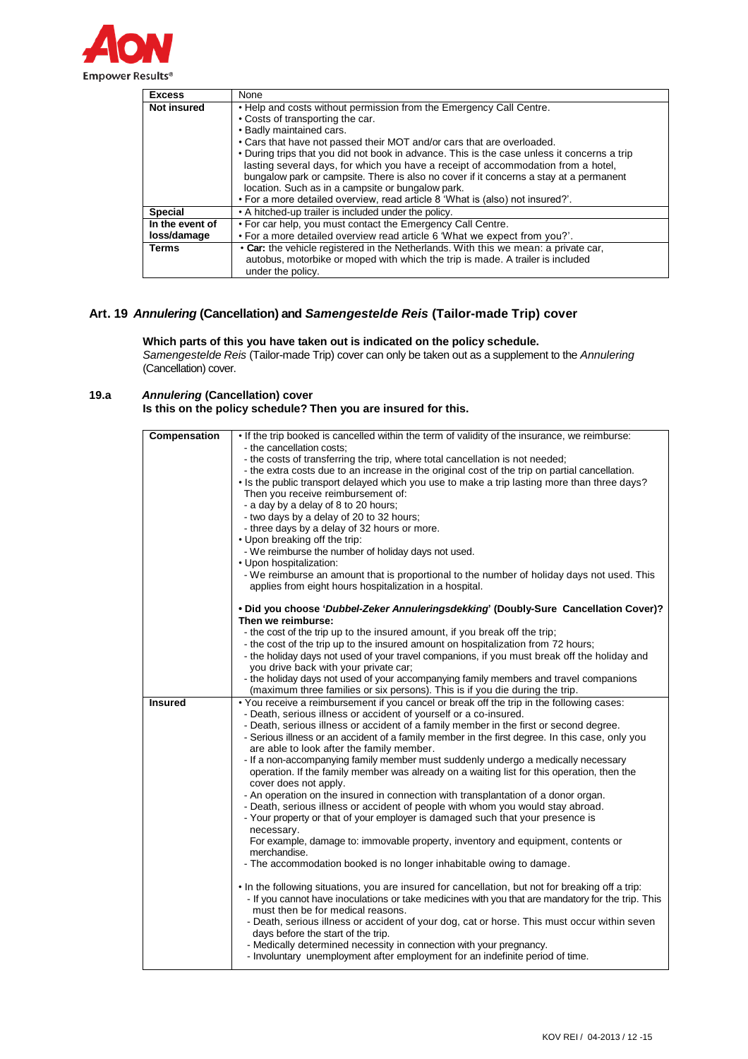| Excess | None |
|---|---|
| Not insured | • Help and costs without permission from the Emergency Call Centre.<br>• Costs of transporting the car.<br>• Badly maintained cars.<br>• Cars that have not passed their MOT and/or cars that are overloaded.<br>• During trips that you did not book in advance. This is the case unless it concerns a trip lasting several days, for which you have a receipt of accommodation from a hotel, bungalow park or campsite. There is also no cover if it concerns a stay at a permanent location. Such as in a campsite or bungalow park.<br>• For a more detailed overview, read article 8 'What is (also) not insured?'. |
| Special | • A hitched-up trailer is included under the policy. |
| In the event of loss/damage | • For car help, you must contact the Emergency Call Centre.<br>• For a more detailed overview read article 6 'What we expect from you?'. |
| Terms | • **Car:** the vehicle registered in the Netherlands. With this we mean: a private car, autobus, motorbike or moped with which the trip is made. A trailer is included under the policy. |

## Art. 19 *Annulering* (Cancellation) and *Samengestelde Reis* (Tailor-made Trip) cover

**Which parts of this you have taken out is indicated on the policy schedule.**
*Samengestelde Reis* (Tailor-made Trip) cover can only be taken out as a supplement to the *Annulering* (Cancellation) cover.

### 19.a *Annulering* (Cancellation) cover

**Is this on the policy schedule? Then you are insured for this.**

| Compensation | • If the trip booked is cancelled within the term of validity of the insurance, we reimburse:<br>- the cancellation costs;<br>- the costs of transferring the trip, where total cancellation is not needed;<br>- the extra costs due to an increase in the original cost of the trip on partial cancellation.<br>• Is the public transport delayed which you use to make a trip lasting more than three days? Then you receive reimbursement of:<br>- a day by a delay of 8 to 20 hours;<br>- two days by a delay of 20 to 32 hours;<br>- three days by a delay of 32 hours or more.<br>• Upon breaking off the trip:<br>- We reimburse the number of holiday days not used.<br>• Upon hospitalization:<br>- We reimburse an amount that is proportional to the number of holiday days not used. This applies from eight hours hospitalization in a hospital.<br><br>**• Did you choose '*Dubbel-Zeker Annuleringsdekking*' (Doubly-Sure Cancellation Cover)? Then we reimburse:**<br>- the cost of the trip up to the insured amount, if you break off the trip;<br>- the cost of the trip up to the insured amount on hospitalization from 72 hours;<br>- the holiday days not used of your travel companions, if you must break off the holiday and you drive back with your private car;<br>- the holiday days not used of your accompanying family members and travel companions (maximum three families or six persons). This is if you die during the trip. |
|---|---|
| Insured | • You receive a reimbursement if you cancel or break off the trip in the following cases:<br>- Death, serious illness or accident of yourself or a co-insured.<br>- Death, serious illness or accident of a family member in the first or second degree.<br>- Serious illness or an accident of a family member in the first degree. In this case, only you are able to look after the family member.<br>- If a non-accompanying family member must suddenly undergo a medically necessary operation. If the family member was already on a waiting list for this operation, then the cover does not apply.<br>- An operation on the insured in connection with transplantation of a donor organ.<br>- Death, serious illness or accident of people with whom you would stay abroad.<br>- Your property or that of your employer is damaged such that your presence is necessary.<br>For example, damage to: immovable property, inventory and equipment, contents or merchandise.<br>- The accommodation booked is no longer inhabitable owing to damage.<br><br>• In the following situations, you are insured for cancellation, but not for breaking off a trip:<br>- If you cannot have inoculations or take medicines with you that are mandatory for the trip. This must then be for medical reasons.<br>- Death, serious illness or accident of your dog, cat or horse. This must occur within seven days before the start of the trip.<br>- Medically determined necessity in connection with your pregnancy.<br>- Involuntary unemployment after employment for an indefinite period of time. |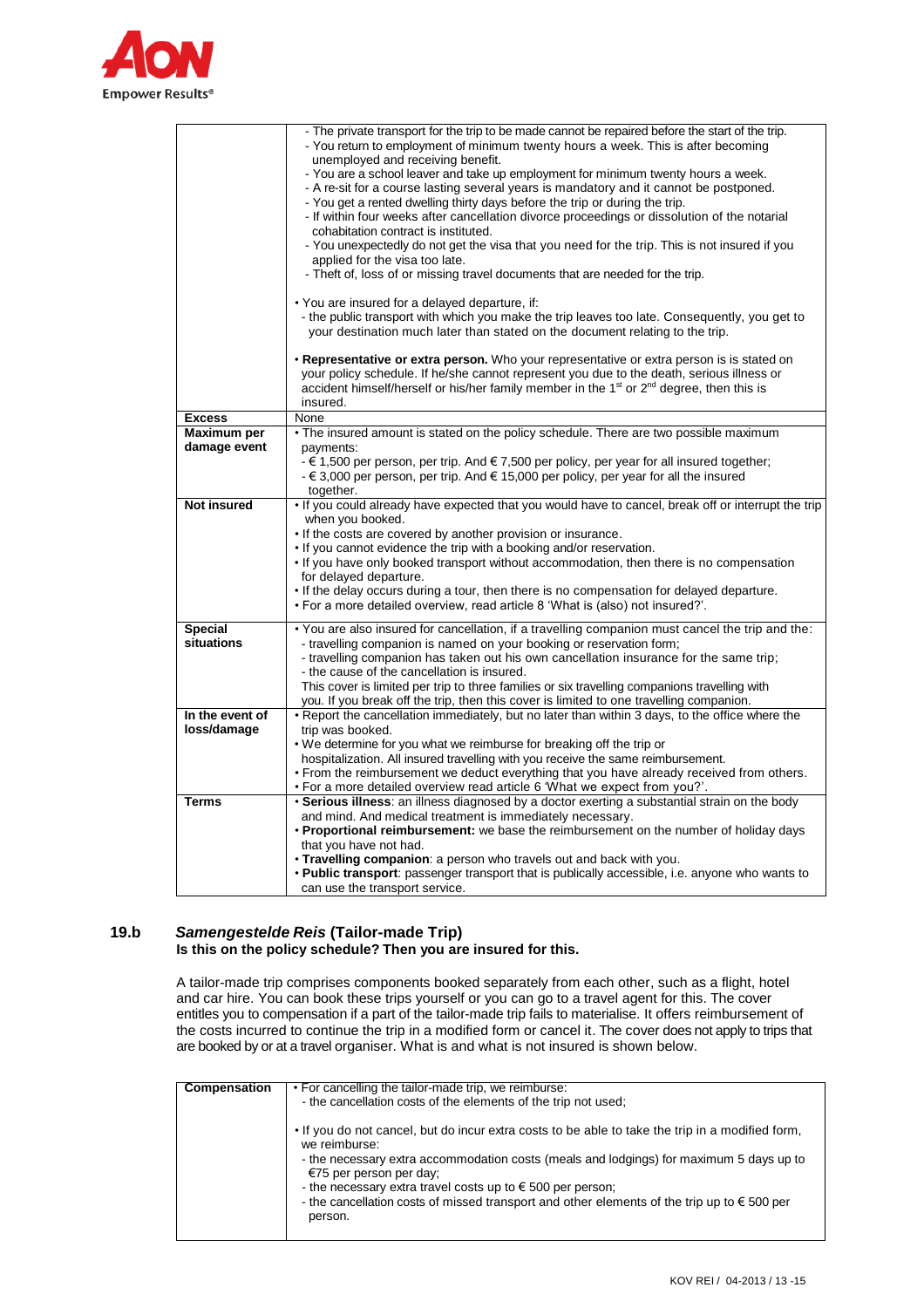| | |
|---|---|
| | - The private transport for the trip to be made cannot be repaired before the start of the trip.<br>- You return to employment of minimum twenty hours a week. This is after becoming unemployed and receiving benefit.<br>- You are a school leaver and take up employment for minimum twenty hours a week.<br>- A re-sit for a course lasting several years is mandatory and it cannot be postponed.<br>- You get a rented dwelling thirty days before the trip or during the trip.<br>- If within four weeks after cancellation divorce proceedings or dissolution of the notarial cohabitation contract is instituted.<br>- You unexpectedly do not get the visa that you need for the trip. This is not insured if you applied for the visa too late.<br>- Theft of, loss of or missing travel documents that are needed for the trip.<br><br>• You are insured for a delayed departure, if:<br>- the public transport with which you make the trip leaves too late. Consequently, you get to your destination much later than stated on the document relating to the trip.<br><br>• **Representative or extra person.** Who your representative or extra person is is stated on your policy schedule. If he/she cannot represent you due to the death, serious illness or accident himself/herself or his/her family member in the 1st or 2nd degree, then this is insured. |
| **Excess** | None |
| **Maximum per damage event** | • The insured amount is stated on the policy schedule. There are two possible maximum payments:<br>- € 1,500 per person, per trip. And € 7,500 per policy, per year for all insured together;<br>- € 3,000 per person, per trip. And € 15,000 per policy, per year for all the insured together. |
| **Not insured** | • If you could already have expected that you would have to cancel, break off or interrupt the trip when you booked.<br>• If the costs are covered by another provision or insurance.<br>• If you cannot evidence the trip with a booking and/or reservation.<br>• If you have only booked transport without accommodation, then there is no compensation for delayed departure.<br>• If the delay occurs during a tour, then there is no compensation for delayed departure.<br>• For a more detailed overview, read article 8 'What is (also) not insured?'. |
| **Special situations** | • You are also insured for cancellation, if a travelling companion must cancel the trip and the:<br>- travelling companion is named on your booking or reservation form;<br>- travelling companion has taken out his own cancellation insurance for the same trip;<br>- the cause of the cancellation is insured.<br>This cover is limited per trip to three families or six travelling companions travelling with you. If you break off the trip, then this cover is limited to one travelling companion. |
| **In the event of loss/damage** | • Report the cancellation immediately, but no later than within 3 days, to the office where the trip was booked.<br>• We determine for you what we reimburse for breaking off the trip or hospitalization. All insured travelling with you receive the same reimbursement.<br>• From the reimbursement we deduct everything that you have already received from others.<br>• For a more detailed overview read article 6 'What we expect from you?'. |
| **Terms** | • **Serious illness**: an illness diagnosed by a doctor exerting a substantial strain on the body and mind. And medical treatment is immediately necessary.<br>• **Proportional reimbursement:** we base the reimbursement on the number of holiday days that you have not had.<br>• **Travelling companion**: a person who travels out and back with you.<br>• **Public transport**: passenger transport that is publically accessible, i.e. anyone who wants to can use the transport service. |

## 19.b *Samengestelde Reis* (Tailor-made Trip)

**Is this on the policy schedule? Then you are insured for this.**

A tailor-made trip comprises components booked separately from each other, such as a flight, hotel and car hire. You can book these trips yourself or you can go to a travel agent for this. The cover entitles you to compensation if a part of the tailor-made trip fails to materialise. It offers reimbursement of the costs incurred to continue the trip in a modified form or cancel it. The cover does not apply to trips that are booked by or at a travel organiser. What is and what is not insured is shown below.

| | |
|---|---|
| **Compensation** | • For cancelling the tailor-made trip, we reimburse:<br>- the cancellation costs of the elements of the trip not used;<br><br>• If you do not cancel, but do incur extra costs to be able to take the trip in a modified form, we reimburse:<br>- the necessary extra accommodation costs (meals and lodgings) for maximum 5 days up to €75 per person per day;<br>- the necessary extra travel costs up to € 500 per person;<br>- the cancellation costs of missed transport and other elements of the trip up to € 500 per person. |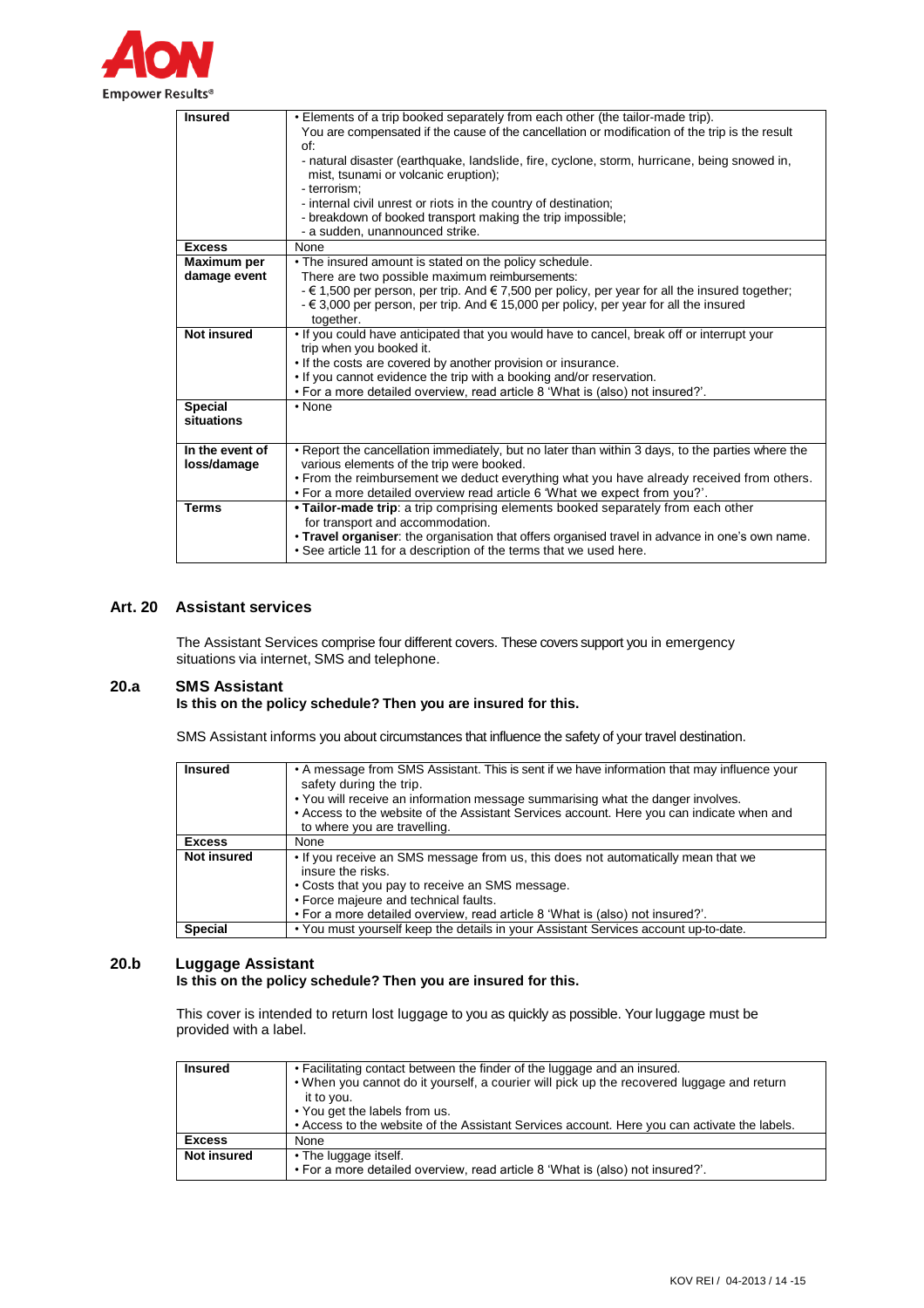| | |
|---|---|
| **Insured** | • Elements of a trip booked separately from each other (the tailor-made trip).<br>You are compensated if the cause of the cancellation or modification of the trip is the result of:<br>- natural disaster (earthquake, landslide, fire, cyclone, storm, hurricane, being snowed in, mist, tsunami or volcanic eruption);<br>- terrorism;<br>- internal civil unrest or riots in the country of destination;<br>- breakdown of booked transport making the trip impossible;<br>- a sudden, unannounced strike. |
| **Excess** | None |
| **Maximum per damage event** | • The insured amount is stated on the policy schedule.<br>There are two possible maximum reimbursements:<br>- € 1,500 per person, per trip. And € 7,500 per policy, per year for all the insured together;<br>- € 3,000 per person, per trip. And € 15,000 per policy, per year for all the insured together. |
| **Not insured** | • If you could have anticipated that you would have to cancel, break off or interrupt your trip when you booked it.<br>• If the costs are covered by another provision or insurance.<br>• If you cannot evidence the trip with a booking and/or reservation.<br>• For a more detailed overview, read article 8 'What is (also) not insured?'. |
| **Special situations** | • None |
| **In the event of loss/damage** | • Report the cancellation immediately, but no later than within 3 days, to the parties where the various elements of the trip were booked.<br>• From the reimbursement we deduct everything what you have already received from others.<br>• For a more detailed overview read article 6 'What we expect from you?'. |
| **Terms** | • **Tailor-made trip**: a trip comprising elements booked separately from each other for transport and accommodation.<br>• **Travel organiser**: the organisation that offers organised travel in advance in one's own name.<br>• See article 11 for a description of the terms that we used here. |

## Art. 20 Assistant services

The Assistant Services comprise four different covers. These covers support you in emergency situations via internet, SMS and telephone.

### 20.a SMS Assistant

**Is this on the policy schedule? Then you are insured for this.**

SMS Assistant informs you about circumstances that influence the safety of your travel destination.

| | |
|---|---|
| **Insured** | • A message from SMS Assistant. This is sent if we have information that may influence your safety during the trip.<br>• You will receive an information message summarising what the danger involves.<br>• Access to the website of the Assistant Services account. Here you can indicate when and to where you are travelling. |
| **Excess** | None |
| **Not insured** | • If you receive an SMS message from us, this does not automatically mean that we insure the risks.<br>• Costs that you pay to receive an SMS message.<br>• Force majeure and technical faults.<br>• For a more detailed overview, read article 8 'What is (also) not insured?'. |
| **Special** | • You must yourself keep the details in your Assistant Services account up-to-date. |

### 20.b Luggage Assistant

**Is this on the policy schedule? Then you are insured for this.**

This cover is intended to return lost luggage to you as quickly as possible. Your luggage must be provided with a label.

| | |
|---|---|
| **Insured** | • Facilitating contact between the finder of the luggage and an insured.<br>• When you cannot do it yourself, a courier will pick up the recovered luggage and return it to you.<br>• You get the labels from us.<br>• Access to the website of the Assistant Services account. Here you can activate the labels. |
| **Excess** | None |
| **Not insured** | • The luggage itself.<br>• For a more detailed overview, read article 8 'What is (also) not insured?'. |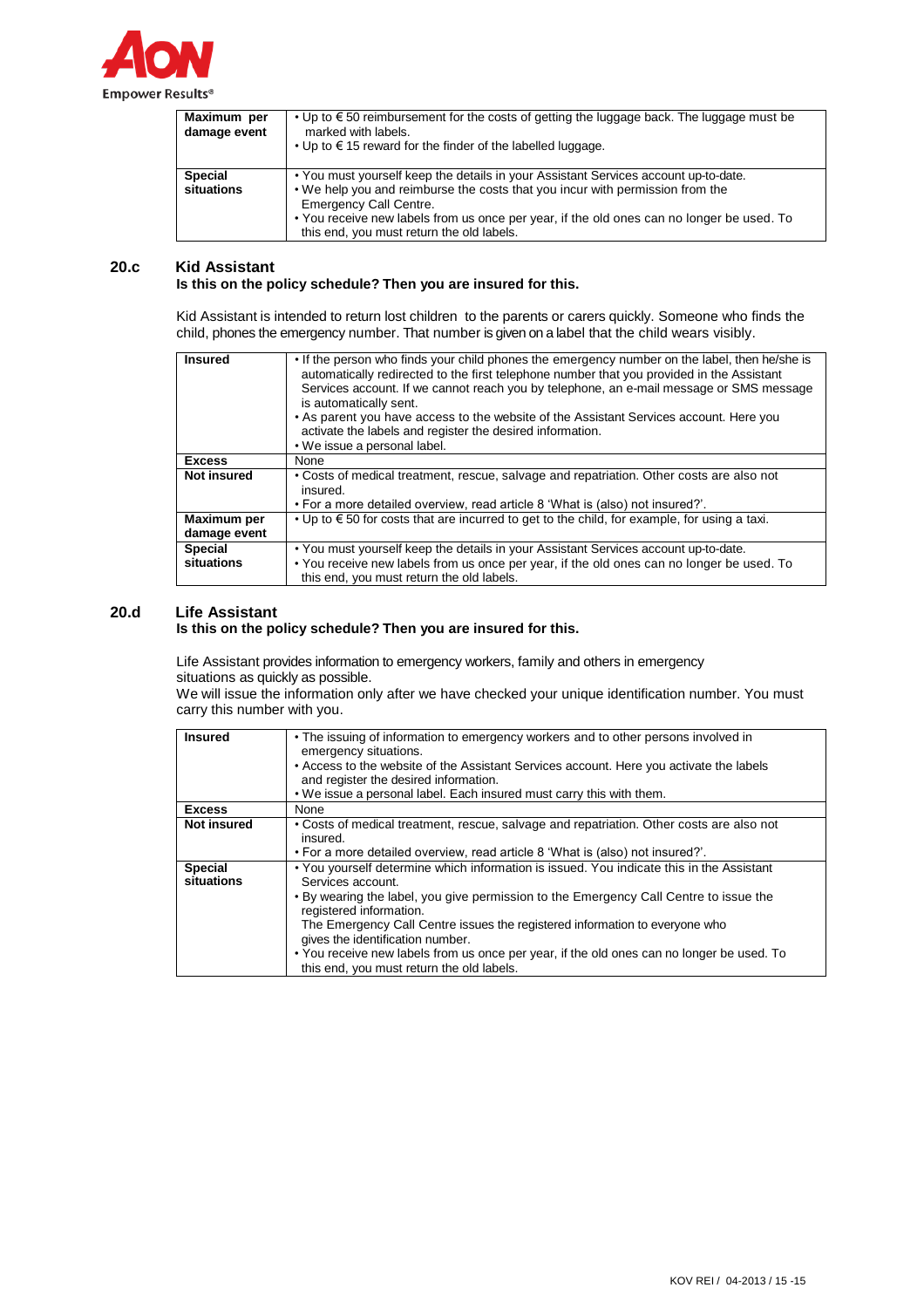| | |
|---|---|
| **Maximum per damage event** | • Up to € 50 reimbursement for the costs of getting the luggage back. The luggage must be marked with labels.<br>• Up to € 15 reward for the finder of the labelled luggage. |
| **Special situations** | • You must yourself keep the details in your Assistant Services account up-to-date.<br>• We help you and reimburse the costs that you incur with permission from the Emergency Call Centre.<br>• You receive new labels from us once per year, if the old ones can no longer be used. To this end, you must return the old labels. |

## 20.c Kid Assistant

**Is this on the policy schedule? Then you are insured for this.**

Kid Assistant is intended to return lost children to the parents or carers quickly. Someone who finds the child, phones the emergency number. That number is given on a label that the child wears visibly.

| | |
|---|---|
| **Insured** | • If the person who finds your child phones the emergency number on the label, then he/she is automatically redirected to the first telephone number that you provided in the Assistant Services account. If we cannot reach you by telephone, an e-mail message or SMS message is automatically sent.<br>• As parent you have access to the website of the Assistant Services account. Here you activate the labels and register the desired information.<br>• We issue a personal label. |
| **Excess** | None |
| **Not insured** | • Costs of medical treatment, rescue, salvage and repatriation. Other costs are also not insured.<br>• For a more detailed overview, read article 8 'What is (also) not insured?'. |
| **Maximum per damage event** | • Up to € 50 for costs that are incurred to get to the child, for example, for using a taxi. |
| **Special situations** | • You must yourself keep the details in your Assistant Services account up-to-date.<br>• You receive new labels from us once per year, if the old ones can no longer be used. To this end, you must return the old labels. |

## 20.d Life Assistant

**Is this on the policy schedule? Then you are insured for this.**

Life Assistant provides information to emergency workers, family and others in emergency situations as quickly as possible.
We will issue the information only after we have checked your unique identification number. You must carry this number with you.

| | |
|---|---|
| **Insured** | • The issuing of information to emergency workers and to other persons involved in emergency situations.<br>• Access to the website of the Assistant Services account. Here you activate the labels and register the desired information.<br>• We issue a personal label. Each insured must carry this with them. |
| **Excess** | None |
| **Not insured** | • Costs of medical treatment, rescue, salvage and repatriation. Other costs are also not insured.<br>• For a more detailed overview, read article 8 'What is (also) not insured?'. |
| **Special situations** | • You yourself determine which information is issued. You indicate this in the Assistant Services account.<br>• By wearing the label, you give permission to the Emergency Call Centre to issue the registered information.<br>The Emergency Call Centre issues the registered information to everyone who gives the identification number.<br>• You receive new labels from us once per year, if the old ones can no longer be used. To this end, you must return the old labels. |